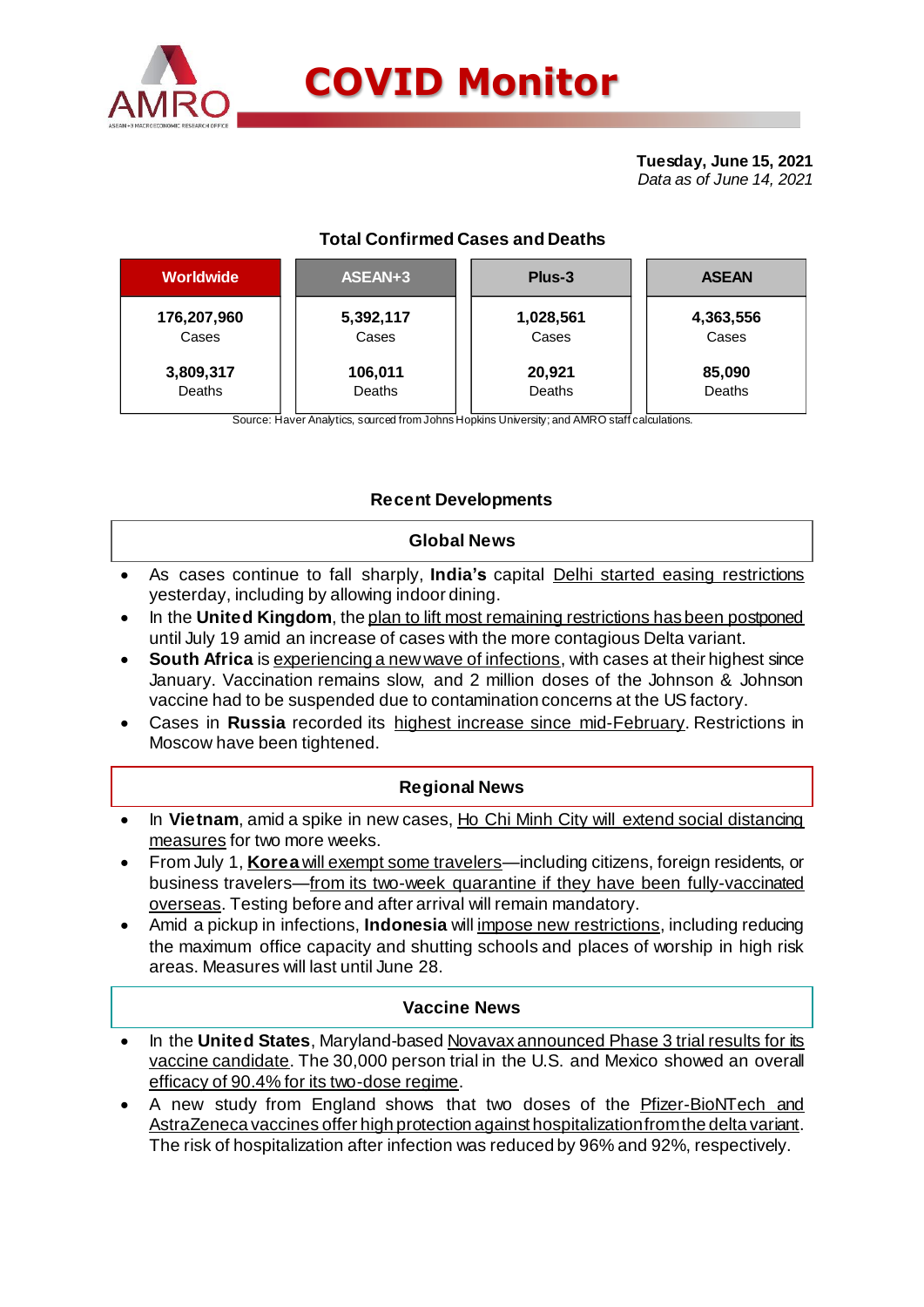# COVID Monitor

**Tuesday, June 15, 2021**
*Data as of June 14, 2021*

### Total Confirmed Cases and Deaths

| Worldwide | ASEAN+3 | Plus-3 | ASEAN |
|---|---|---|---|
| 176,207,960 Cases | 5,392,117 Cases | 1,028,561 Cases | 4,363,556 Cases |
| 3,809,317 Deaths | 106,011 Deaths | 20,921 Deaths | 85,090 Deaths |

Source: Haver Analytics, sourced from Johns Hopkins University; and AMRO staff calculations.

## Recent Developments

### Global News

- As cases continue to fall sharply, **India's** capital Delhi started easing restrictions yesterday, including by allowing indoor dining.
- In the **United Kingdom**, the plan to lift most remaining restrictions has been postponed until July 19 amid an increase of cases with the more contagious Delta variant.
- **South Africa** is experiencing a new wave of infections, with cases at their highest since January. Vaccination remains slow, and 2 million doses of the Johnson & Johnson vaccine had to be suspended due to contamination concerns at the US factory.
- Cases in **Russia** recorded its highest increase since mid-February. Restrictions in Moscow have been tightened.

### Regional News

- In **Vietnam**, amid a spike in new cases, Ho Chi Minh City will extend social distancing measures for two more weeks.
- From July 1, **Korea** will exempt some travelers—including citizens, foreign residents, or business travelers—from its two-week quarantine if they have been fully-vaccinated overseas. Testing before and after arrival will remain mandatory.
- Amid a pickup in infections, **Indonesia** will impose new restrictions, including reducing the maximum office capacity and shutting schools and places of worship in high risk areas. Measures will last until June 28.

### Vaccine News

- In the **United States**, Maryland-based Novavax announced Phase 3 trial results for its vaccine candidate. The 30,000 person trial in the U.S. and Mexico showed an overall efficacy of 90.4% for its two-dose regime.
- A new study from England shows that two doses of the Pfizer-BioNTech and AstraZeneca vaccines offer high protection against hospitalization from the delta variant. The risk of hospitalization after infection was reduced by 96% and 92%, respectively.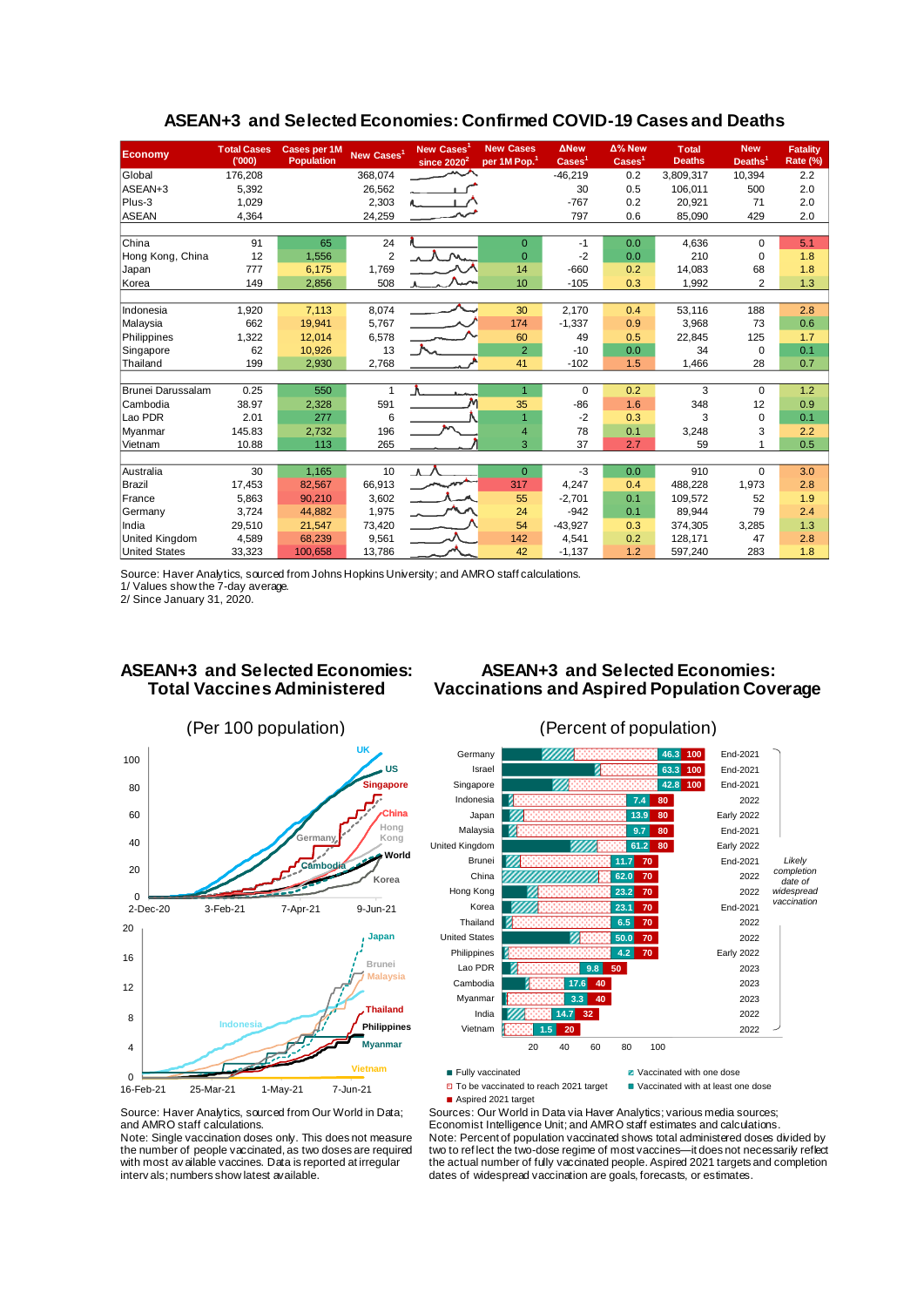## ASEAN+3 and Selected Economies: Confirmed COVID-19 Cases and Deaths

| Economy | Total Cases ('000) | Cases per 1M Population | New Cases[1] | New Cases[1] since 2020[2] | New Cases per 1M Pop.[1] | ΔNew Cases[1] | Δ% New Cases[1] | Total Deaths | New Deaths[1] | Fatality Rate (%) |
|---|---|---|---|---|---|---|---|---|---|---|
| Global | 176,208 | | 368,074 | | | -46,219 | 0.2 | 3,809,317 | 10,394 | 2.2 |
| ASEAN+3 | 5,392 | | 26,562 | | | 30 | 0.5 | 106,011 | 500 | 2.0 |
| Plus-3 | 1,029 | | 2,303 | | | -767 | 0.2 | 20,921 | 71 | 2.0 |
| ASEAN | 4,364 | | 24,259 | | | 797 | 0.6 | 85,090 | 429 | 2.0 |
| | | | | | | | | | | |
| China | 91 | 65 | 24 | | 0 | -1 | 0.0 | 4,636 | 0 | 5.1 |
| Hong Kong, China | 12 | 1,556 | 2 | | 0 | -2 | 0.0 | 210 | 0 | 1.8 |
| Japan | 777 | 6,175 | 1,769 | | 14 | -660 | 0.2 | 14,083 | 68 | 1.8 |
| Korea | 149 | 2,856 | 508 | | 10 | -105 | 0.3 | 1,992 | 2 | 1.3 |
| | | | | | | | | | | |
| Indonesia | 1,920 | 7,113 | 8,074 | | 30 | 2,170 | 0.4 | 53,116 | 188 | 2.8 |
| Malaysia | 662 | 19,941 | 5,767 | | 174 | -1,337 | 0.9 | 3,968 | 73 | 0.6 |
| Philippines | 1,322 | 12,014 | 6,578 | | 60 | 49 | 0.5 | 22,845 | 125 | 1.7 |
| Singapore | 62 | 10,926 | 13 | | 2 | -10 | 0.0 | 34 | 0 | 0.1 |
| Thailand | 199 | 2,930 | 2,768 | | 41 | -102 | 1.5 | 1,466 | 28 | 0.7 |
| | | | | | | | | | | |
| Brunei Darussalam | 0.25 | 550 | 1 | | 1 | 0 | 0.2 | 3 | 0 | 1.2 |
| Cambodia | 38.97 | 2,328 | 591 | | 35 | -86 | 1.6 | 348 | 12 | 0.9 |
| Lao PDR | 2.01 | 277 | 6 | | 1 | -2 | 0.3 | 3 | 0 | 0.1 |
| Myanmar | 145.83 | 2,732 | 196 | | 4 | 78 | 0.1 | 3,248 | 3 | 2.2 |
| Vietnam | 10.88 | 113 | 265 | | 3 | 37 | 2.7 | 59 | 1 | 0.5 |
| | | | | | | | | | | |
| Australia | 30 | 1,165 | 10 | | 0 | -3 | 0.0 | 910 | 0 | 3.0 |
| Brazil | 17,453 | 82,567 | 66,913 | | 317 | 4,247 | 0.4 | 488,228 | 1,973 | 2.8 |
| France | 5,863 | 90,210 | 3,602 | | 55 | -2,701 | 0.1 | 109,572 | 52 | 1.9 |
| Germany | 3,724 | 44,882 | 1,975 | | 24 | -942 | 0.1 | 89,944 | 79 | 2.4 |
| India | 29,510 | 21,547 | 73,420 | | 54 | -43,927 | 0.3 | 374,305 | 3,285 | 1.3 |
| United Kingdom | 4,589 | 68,239 | 9,561 | | 142 | 4,541 | 0.2 | 128,171 | 47 | 2.8 |
| United States | 33,323 | 100,658 | 13,786 | | 42 | -1,137 | 1.2 | 597,240 | 283 | 1.8 |

Source: Haver Analytics, sourced from Johns Hopkins University; and AMRO staff calculations.
1/ Values show the 7-day average.
2/ Since January 31, 2020.

## ASEAN+3 and Selected Economies: Total Vaccines Administered

(Per 100 population)

UK, US, Singapore, China, Hong Kong, Germany, World, Cambodia, Korea
100, 80, 60, 40, 20, 0
2-Dec-20, 3-Feb-21, 7-Apr-21, 9-Jun-21

Japan, Brunei, Malaysia, Indonesia, Thailand, Philippines, Myanmar, Vietnam
20, 16, 12, 8, 4, 0
16-Feb-21, 25-Mar-21, 1-May-21, 7-Jun-21

Source: Haver Analytics, sourced from Our World in Data; and AMRO staff calculations.
Note: Single vaccination doses only. This does not measure the number of people vaccinated, as two doses are required with most available vaccines. Data is reported at irregular intervals; numbers show latest available.

## ASEAN+3 and Selected Economies: Vaccinations and Aspired Population Coverage

(Percent of population)

Germany 46.3 100 End-2021
Israel 63.3 100 End-2021
Singapore 42.8 100 End-2021
Indonesia 7.4 80 2022
Japan 13.9 80 Early 2022
Malaysia 9.7 80 End-2021
United Kingdom 61.2 80 Early 2022
Brunei 11.7 70 End-2021
China 62.0 70 2022
Hong Kong 23.2 70 2022
Korea 23.1 70 End-2021
Thailand 6.5 70 2022
United States 50.0 70 2022
Philippines 4.2 70 Early 2022
Lao PDR 9.8 50 2023
Cambodia 17.6 40 2023
Myanmar 3.3 40 2023
India 14.7 32 2022
Vietnam 1.5 20 2022

*Likely completion date of widespread vaccination*

20, 40, 60, 80, 100

Fully vaccinated; Vaccinated with one dose; To be vaccinated to reach 2021 target; Vaccinated with at least one dose; Aspired 2021 target

Sources: Our World in Data via Haver Analytics; various media sources; Economist Intelligence Unit; and AMRO staff estimates and calculations.
Note: Percent of population vaccinated shows total administered doses divided by two to reflect the two-dose regime of most vaccines—it does not necessarily reflect the actual number of fully vaccinated people. Aspired 2021 targets and completion dates of widespread vaccination are goals, forecasts, or estimates.